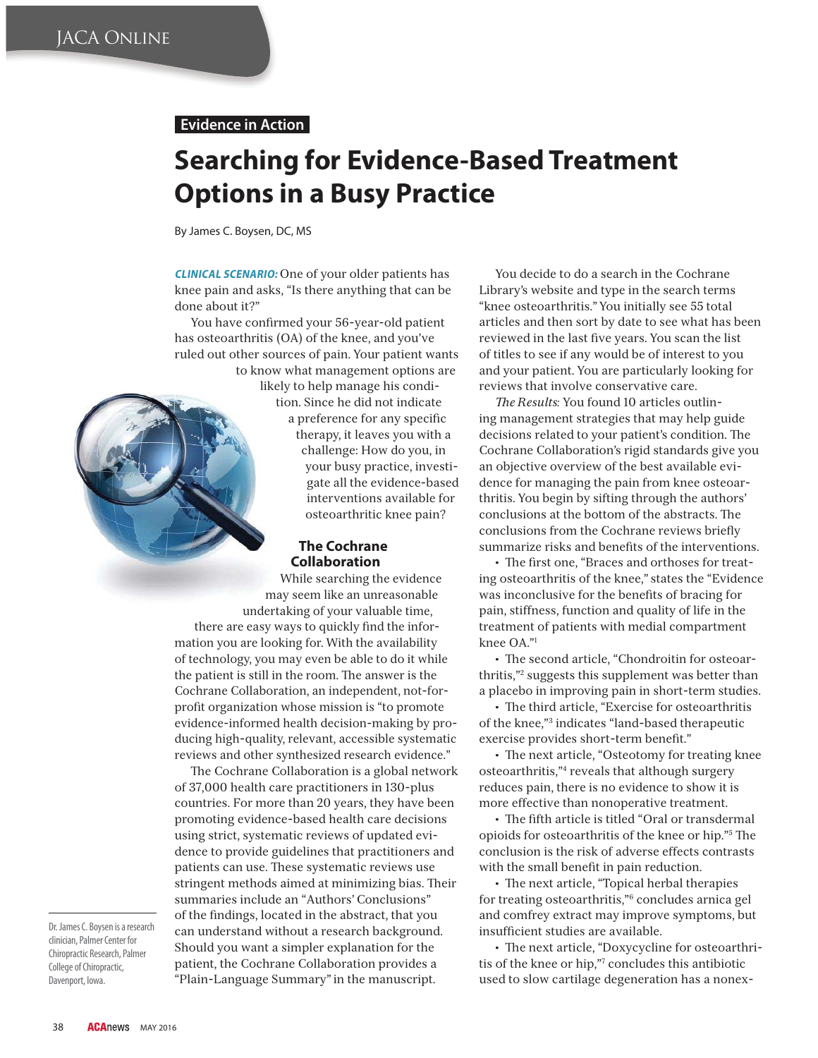Evidence in Action

# Searching for Evidence-Based Treatment Options in a Busy Practice

By James C. Boysen, DC, MS

***CLINICAL SCENARIO:*** One of your older patients has knee pain and asks, "Is there anything that can be done about it?"

You have confirmed your 56-year-old patient has osteoarthritis (OA) of the knee, and you've ruled out other sources of pain. Your patient wants to know what management options are likely to help manage his condition. Since he did not indicate a preference for any specific therapy, it leaves you with a challenge: How do you, in your busy practice, investigate all the evidence-based interventions available for osteoarthritic knee pain?

## The Cochrane Collaboration

While searching the evidence may seem like an unreasonable undertaking of your valuable time, there are easy ways to quickly find the information you are looking for. With the availability of technology, you may even be able to do it while the patient is still in the room. The answer is the Cochrane Collaboration, an independent, not-for-profit organization whose mission is "to promote evidence-informed health decision-making by producing high-quality, relevant, accessible systematic reviews and other synthesized research evidence."

The Cochrane Collaboration is a global network of 37,000 health care practitioners in 130-plus countries. For more than 20 years, they have been promoting evidence-based health care decisions using strict, systematic reviews of updated evidence to provide guidelines that practitioners and patients can use. These systematic reviews use stringent methods aimed at minimizing bias. Their summaries include an "Authors' Conclusions" of the findings, located in the abstract, that you can understand without a research background. Should you want a simpler explanation for the patient, the Cochrane Collaboration provides a "Plain-Language Summary" in the manuscript.

You decide to do a search in the Cochrane Library's website and type in the search terms "knee osteoarthritis." You initially see 55 total articles and then sort by date to see what has been reviewed in the last five years. You scan the list of titles to see if any would be of interest to you and your patient. You are particularly looking for reviews that involve conservative care.

*The Results:* You found 10 articles outlining management strategies that may help guide decisions related to your patient's condition. The Cochrane Collaboration's rigid standards give you an objective overview of the best available evidence for managing the pain from knee osteoarthritis. You begin by sifting through the authors' conclusions at the bottom of the abstracts. The conclusions from the Cochrane reviews briefly summarize risks and benefits of the interventions.

- The first one, "Braces and orthoses for treating osteoarthritis of the knee," states the "Evidence was inconclusive for the benefits of bracing for pain, stiffness, function and quality of life in the treatment of patients with medial compartment knee OA."[1]
- The second article, "Chondroitin for osteoarthritis,"[2] suggests this supplement was better than a placebo in improving pain in short-term studies.
- The third article, "Exercise for osteoarthritis of the knee,"[3] indicates "land-based therapeutic exercise provides short-term benefit."
- The next article, "Osteotomy for treating knee osteoarthritis,"[4] reveals that although surgery reduces pain, there is no evidence to show it is more effective than nonoperative treatment.
- The fifth article is titled "Oral or transdermal opioids for osteoarthritis of the knee or hip."[5] The conclusion is the risk of adverse effects contrasts with the small benefit in pain reduction.
- The next article, "Topical herbal therapies for treating osteoarthritis,"[6] concludes arnica gel and comfrey extract may improve symptoms, but insufficient studies are available.
- The next article, "Doxycycline for osteoarthritis of the knee or hip,"[7] concludes this antibiotic used to slow cartilage degeneration has a nonex-

Dr. James C. Boysen is a research clinician, Palmer Center for Chiropractic Research, Palmer College of Chiropractic, Davenport, Iowa.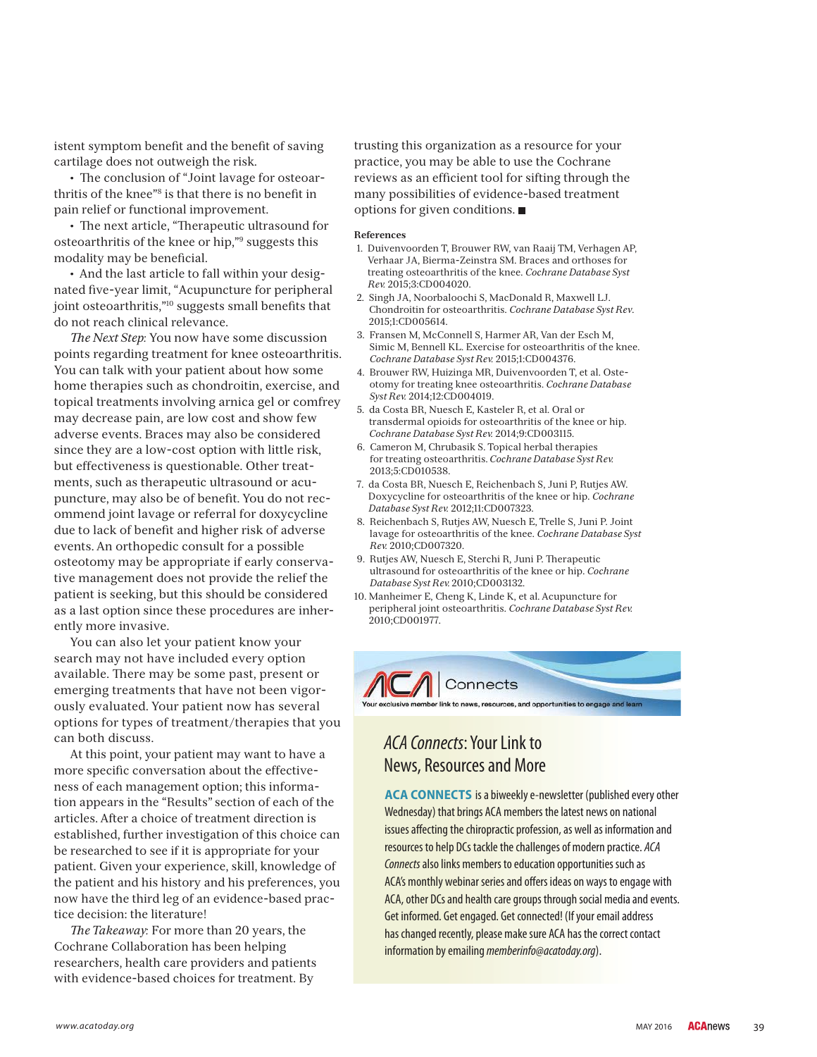istent symptom benefit and the benefit of saving cartilage does not outweigh the risk.

• The conclusion of "Joint lavage for osteoarthritis of the knee"[8] is that there is no benefit in pain relief or functional improvement.

• The next article, "Therapeutic ultrasound for osteoarthritis of the knee or hip,"[9] suggests this modality may be beneficial.

• And the last article to fall within your designated five-year limit, "Acupuncture for peripheral joint osteoarthritis,"[10] suggests small benefits that do not reach clinical relevance.

*The Next Step:* You now have some discussion points regarding treatment for knee osteoarthritis. You can talk with your patient about how some home therapies such as chondroitin, exercise, and topical treatments involving arnica gel or comfrey may decrease pain, are low cost and show few adverse events. Braces may also be considered since they are a low-cost option with little risk, but effectiveness is questionable. Other treatments, such as therapeutic ultrasound or acupuncture, may also be of benefit. You do not recommend joint lavage or referral for doxycycline due to lack of benefit and higher risk of adverse events. An orthopedic consult for a possible osteotomy may be appropriate if early conservative management does not provide the relief the patient is seeking, but this should be considered as a last option since these procedures are inherently more invasive.

You can also let your patient know your search may not have included every option available. There may be some past, present or emerging treatments that have not been vigorously evaluated. Your patient now has several options for types of treatment/therapies that you can both discuss.

At this point, your patient may want to have a more specific conversation about the effectiveness of each management option; this information appears in the "Results" section of each of the articles. After a choice of treatment direction is established, further investigation of this choice can be researched to see if it is appropriate for your patient. Given your experience, skill, knowledge of the patient and his history and his preferences, you now have the third leg of an evidence-based practice decision: the literature!

*The Takeaway:* For more than 20 years, the Cochrane Collaboration has been helping researchers, health care providers and patients with evidence-based choices for treatment. By trusting this organization as a resource for your practice, you may be able to use the Cochrane reviews as an efficient tool for sifting through the many possibilities of evidence-based treatment options for given conditions. ■

**References**

1. Duivenvoorden T, Brouwer RW, van Raaij TM, Verhagen AP, Verhaar JA, Bierma-Zeinstra SM. Braces and orthoses for treating osteoarthritis of the knee. *Cochrane Database Syst Rev.* 2015;3:CD004020.
2. Singh JA, Noorbaloochi S, MacDonald R, Maxwell LJ. Chondroitin for osteoarthritis. *Cochrane Database Syst Rev.* 2015;1:CD005614.
3. Fransen M, McConnell S, Harmer AR, Van der Esch M, Simic M, Bennell KL. Exercise for osteoarthritis of the knee. *Cochrane Database Syst Rev.* 2015;1:CD004376.
4. Brouwer RW, Huizinga MR, Duivenvoorden T, et al. Osteotomy for treating knee osteoarthritis. *Cochrane Database Syst Rev.* 2014;12:CD004019.
5. da Costa BR, Nuesch E, Kasteler R, et al. Oral or transdermal opioids for osteoarthritis of the knee or hip. *Cochrane Database Syst Rev.* 2014;9:CD003115.
6. Cameron M, Chrubasik S. Topical herbal therapies for treating osteoarthritis. *Cochrane Database Syst Rev.* 2013;5:CD010538.
7. da Costa BR, Nuesch E, Reichenbach S, Juni P, Rutjes AW. Doxycycline for osteoarthritis of the knee or hip. *Cochrane Database Syst Rev.* 2012;11:CD007323.
8. Reichenbach S, Rutjes AW, Nuesch E, Trelle S, Juni P. Joint lavage for osteoarthritis of the knee. *Cochrane Database Syst Rev.* 2010;CD007320.
9. Rutjes AW, Nuesch E, Sterchi R, Juni P. Therapeutic ultrasound for osteoarthritis of the knee or hip. *Cochrane Database Syst Rev.* 2010;CD003132.
10. Manheimer E, Cheng K, Linde K, et al. Acupuncture for peripheral joint osteoarthritis. *Cochrane Database Syst Rev.* 2010;CD001977.

ACA | Connects

Your exclusive member link to news, resources, and opportunities to engage and learn

## *ACA Connects*: Your Link to News, Resources and More

**ACA CONNECTS** is a biweekly e-newsletter (published every other Wednesday) that brings ACA members the latest news on national issues affecting the chiropractic profession, as well as information and resources to help DCs tackle the challenges of modern practice. *ACA Connects* also links members to education opportunities such as ACA's monthly webinar series and offers ideas on ways to engage with ACA, other DCs and health care groups through social media and events. Get informed. Get engaged. Get connected! (If your email address has changed recently, please make sure ACA has the correct contact information by emailing *memberinfo@acatoday.org*).